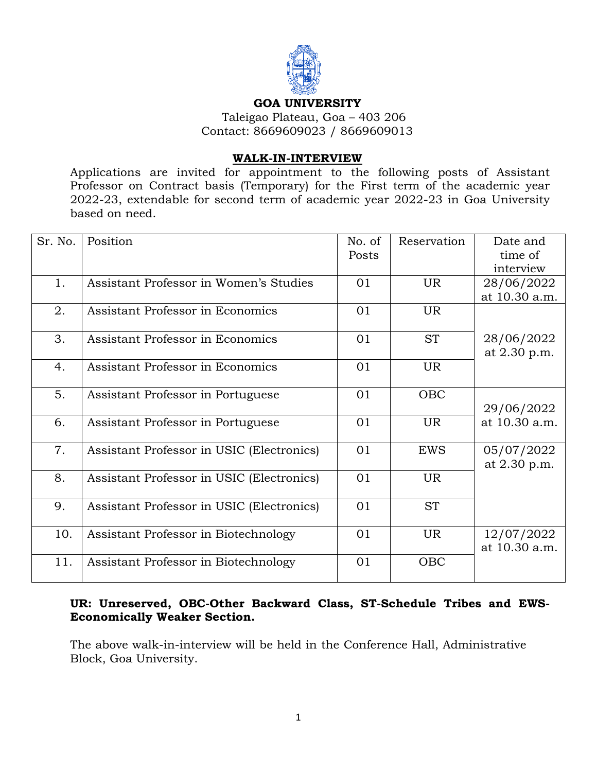# GOA UNIVERSITY

Taleigao Plateau, Goa – 403 206
Contact: 8669609023 / 8669609013

## WALK-IN-INTERVIEW

Applications are invited for appointment to the following posts of Assistant Professor on Contract basis (Temporary) for the First term of the academic year 2022-23, extendable for second term of academic year 2022-23 in Goa University based on need.

| Sr. No. | Position | No. of Posts | Reservation | Date and time of interview |
|---|---|---|---|---|
| 1. | Assistant Professor in Women's Studies | 01 | UR | 28/06/2022 at 10.30 a.m. |
| 2. | Assistant Professor in Economics | 01 | UR | 28/06/2022 at 2.30 p.m. |
| 3. | Assistant Professor in Economics | 01 | ST | |
| 4. | Assistant Professor in Economics | 01 | UR | |
| 5. | Assistant Professor in Portuguese | 01 | OBC | 29/06/2022 at 10.30 a.m. |
| 6. | Assistant Professor in Portuguese | 01 | UR | |
| 7. | Assistant Professor in USIC (Electronics) | 01 | EWS | 05/07/2022 at 2.30 p.m. |
| 8. | Assistant Professor in USIC (Electronics) | 01 | UR | |
| 9. | Assistant Professor in USIC (Electronics) | 01 | ST | |
| 10. | Assistant Professor in Biotechnology | 01 | UR | 12/07/2022 at 10.30 a.m. |
| 11. | Assistant Professor in Biotechnology | 01 | OBC | |

**UR: Unreserved, OBC-Other Backward Class, ST-Schedule Tribes and EWS-Economically Weaker Section.**

The above walk-in-interview will be held in the Conference Hall, Administrative Block, Goa University.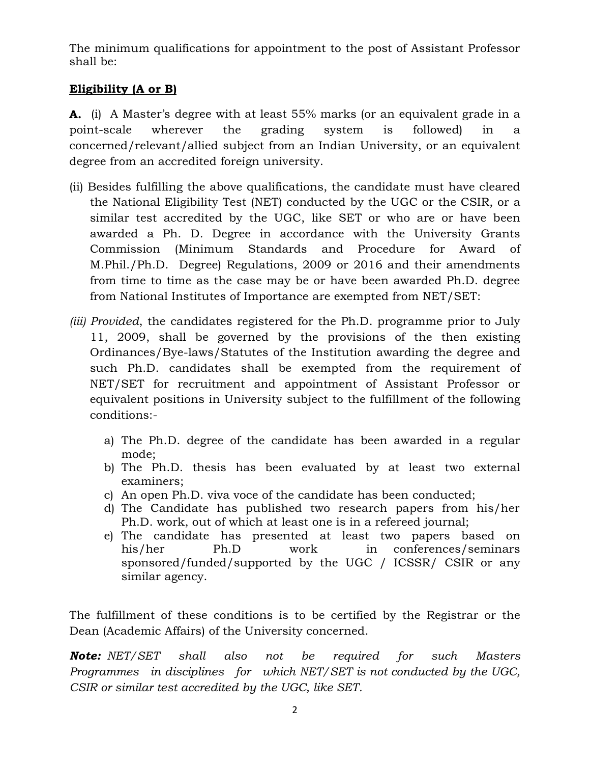The minimum qualifications for appointment to the post of Assistant Professor shall be:

**Eligibility (A or B)**

**A.** (i) A Master's degree with at least 55% marks (or an equivalent grade in a point-scale wherever the grading system is followed) in a concerned/relevant/allied subject from an Indian University, or an equivalent degree from an accredited foreign university.

(ii) Besides fulfilling the above qualifications, the candidate must have cleared the National Eligibility Test (NET) conducted by the UGC or the CSIR, or a similar test accredited by the UGC, like SET or who are or have been awarded a Ph. D. Degree in accordance with the University Grants Commission (Minimum Standards and Procedure for Award of M.Phil./Ph.D. Degree) Regulations, 2009 or 2016 and their amendments from time to time as the case may be or have been awarded Ph.D. degree from National Institutes of Importance are exempted from NET/SET:

*(iii) Provided*, the candidates registered for the Ph.D. programme prior to July 11, 2009, shall be governed by the provisions of the then existing Ordinances/Bye-laws/Statutes of the Institution awarding the degree and such Ph.D. candidates shall be exempted from the requirement of NET/SET for recruitment and appointment of Assistant Professor or equivalent positions in University subject to the fulfillment of the following conditions:-

a) The Ph.D. degree of the candidate has been awarded in a regular mode;
b) The Ph.D. thesis has been evaluated by at least two external examiners;
c) An open Ph.D. viva voce of the candidate has been conducted;
d) The Candidate has published two research papers from his/her Ph.D. work, out of which at least one is in a refereed journal;
e) The candidate has presented at least two papers based on his/her Ph.D work in conferences/seminars sponsored/funded/supported by the UGC / ICSSR/ CSIR or any similar agency.

The fulfillment of these conditions is to be certified by the Registrar or the Dean (Academic Affairs) of the University concerned.

***Note:*** *NET/SET shall also not be required for such Masters Programmes in disciplines for which NET/SET is not conducted by the UGC, CSIR or similar test accredited by the UGC, like SET.*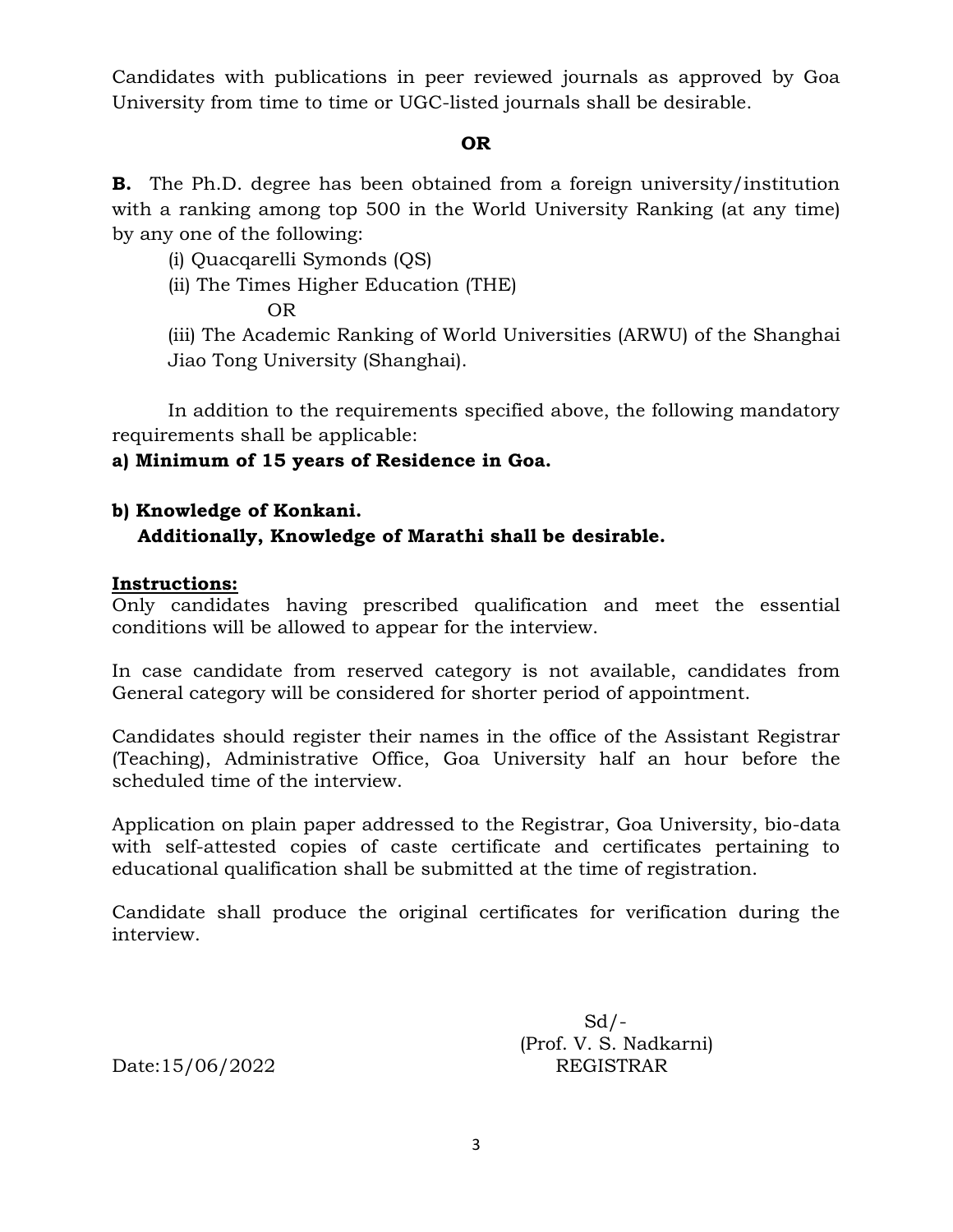Candidates with publications in peer reviewed journals as approved by Goa University from time to time or UGC-listed journals shall be desirable.

**OR**

**B.** The Ph.D. degree has been obtained from a foreign university/institution with a ranking among top 500 in the World University Ranking (at any time) by any one of the following:

(i) Quacqarelli Symonds (QS)

(ii) The Times Higher Education (THE)

OR

(iii) The Academic Ranking of World Universities (ARWU) of the Shanghai Jiao Tong University (Shanghai).

In addition to the requirements specified above, the following mandatory requirements shall be applicable:

**a) Minimum of 15 years of Residence in Goa.**

**b) Knowledge of Konkani.**
**Additionally, Knowledge of Marathi shall be desirable.**

**Instructions:**

Only candidates having prescribed qualification and meet the essential conditions will be allowed to appear for the interview.

In case candidate from reserved category is not available, candidates from General category will be considered for shorter period of appointment.

Candidates should register their names in the office of the Assistant Registrar (Teaching), Administrative Office, Goa University half an hour before the scheduled time of the interview.

Application on plain paper addressed to the Registrar, Goa University, bio-data with self-attested copies of caste certificate and certificates pertaining to educational qualification shall be submitted at the time of registration.

Candidate shall produce the original certificates for verification during the interview.

Sd/-
(Prof. V. S. Nadkarni)
REGISTRAR

Date:15/06/2022